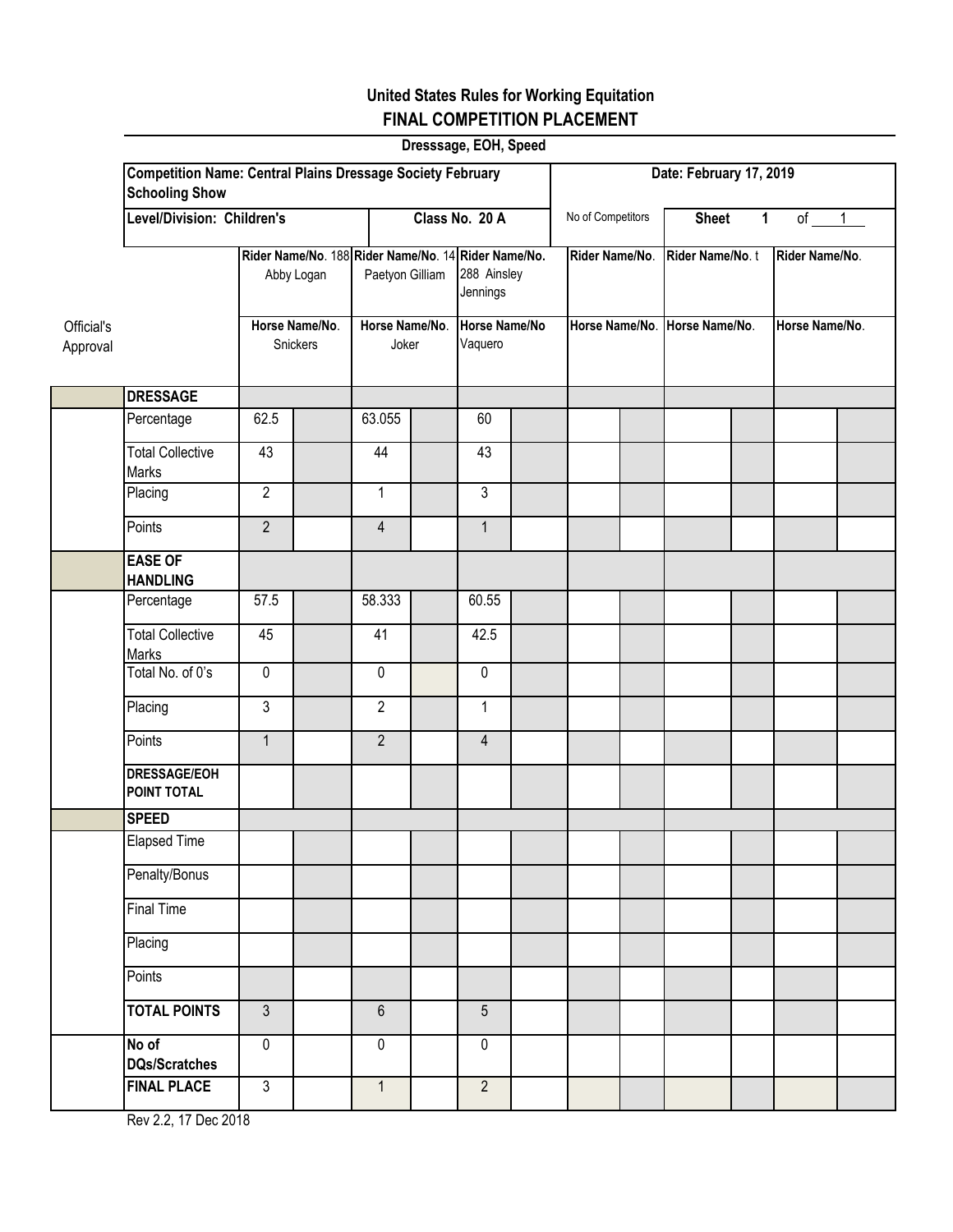**United States Rules for Working Equitation**

**FINAL COMPETITION PLACEMENT**

**Dresssage, EOH, Speed**

| **Competition Name: Central Plains Dressage Society February Schooling Show** | **Date: February 17, 2019** |
|---|---|
| **Level/Division: Children's** / **Class No. 20 A** | No of Competitors / **Sheet 1 of 1** |

| Official's Approval | | **Rider Name/No.** 188 Abby Logan | | **Rider Name/No.** 14 Paetyon Gilliam | | **Rider Name/No.** 288 Ainsley Jennings | | **Rider Name/No.** | | **Rider Name/No.** t | | **Rider Name/No.** | |
|---|---|---|---|---|---|---|---|---|---|---|---|---|---|
| | | **Horse Name/No.** Snickers | | **Horse Name/No.** Joker | | **Horse Name/No** Vaquero | | **Horse Name/No.** | | **Horse Name/No.** | | **Horse Name/No.** | |
| | **DRESSAGE** | | | | | | | | | | | | |
| | Percentage | 62.5 | | 63.055 | | 60 | | | | | | | |
| | Total Collective Marks | 43 | | 44 | | 43 | | | | | | | |
| | Placing | 2 | | 1 | | 3 | | | | | | | |
| | Points | 2 | | 4 | | 1 | | | | | | | |
| | **EASE OF HANDLING** | | | | | | | | | | | | |
| | Percentage | 57.5 | | 58.333 | | 60.55 | | | | | | | |
| | Total Collective Marks | 45 | | 41 | | 42.5 | | | | | | | |
| | Total No. of 0's | 0 | | 0 | | 0 | | | | | | | |
| | Placing | 3 | | 2 | | 1 | | | | | | | |
| | Points | 1 | | 2 | | 4 | | | | | | | |
| | **DRESSAGE/EOH POINT TOTAL** | | | | | | | | | | | | |
| | **SPEED** | | | | | | | | | | | | |
| | Elapsed Time | | | | | | | | | | | | |
| | Penalty/Bonus | | | | | | | | | | | | |
| | Final Time | | | | | | | | | | | | |
| | Placing | | | | | | | | | | | | |
| | Points | | | | | | | | | | | | |
| | **TOTAL POINTS** | 3 | | 6 | | 5 | | | | | | | |
| | **No of DQs/Scratches** | 0 | | 0 | | 0 | | | | | | | |
| | **FINAL PLACE** | 3 | | 1 | | 2 | | | | | | | |

Rev 2.2, 17 Dec 2018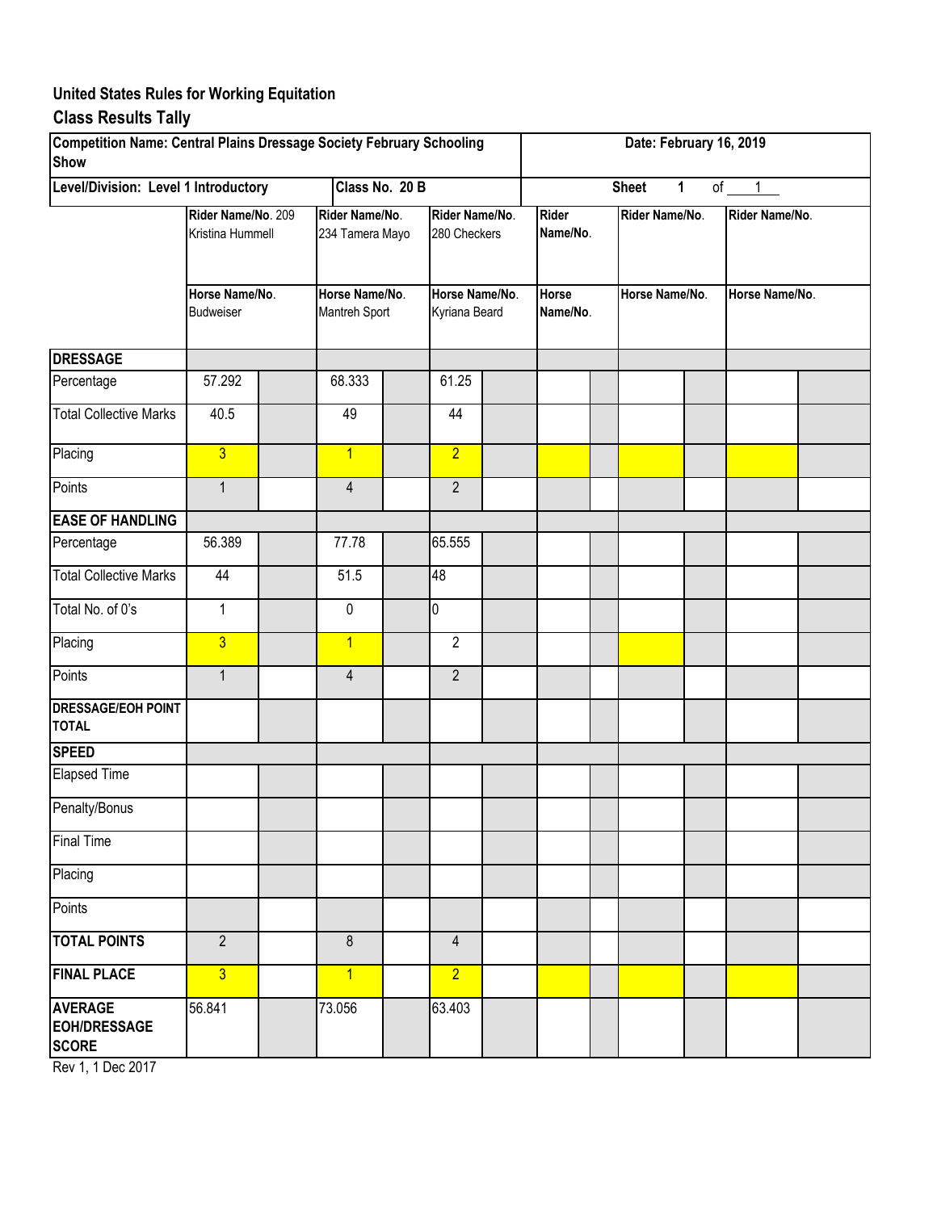## United States Rules for Working Equitation

## Class Results Tally

| Competition Name: Central Plains Dressage Society February Schooling Show | | | | | | | Date: February 16, 2019 | | | | | |
|---|---|---|---|---|---|---|---|---|---|---|---|---|
| Level/Division: Level 1 Introductory | | | Class No. 20 B | | | | Sheet 1 of 1 | | | | | |
| | Rider Name/No. 209 Kristina Hummell | | Rider Name/No. 234 Tamera Mayo | | Rider Name/No. 280 Checkers | | Rider Name/No. | | Rider Name/No. | | Rider Name/No. | |
| | Horse Name/No. Budweiser | | Horse Name/No. Mantreh Sport | | Horse Name/No. Kyriana Beard | | Horse Name/No. | | Horse Name/No. | | Horse Name/No. | |
| **DRESSAGE** | | | | | | | | | | | | |
| Percentage | 57.292 | | 68.333 | | 61.25 | | | | | | | |
| Total Collective Marks | 40.5 | | 49 | | 44 | | | | | | | |
| Placing | 3 | | 1 | | 2 | | | | | | | |
| Points | 1 | | 4 | | 2 | | | | | | | |
| **EASE OF HANDLING** | | | | | | | | | | | | |
| Percentage | 56.389 | | 77.78 | | 65.555 | | | | | | | |
| Total Collective Marks | 44 | | 51.5 | | 48 | | | | | | | |
| Total No. of 0's | 1 | | 0 | | 0 | | | | | | | |
| Placing | 3 | | 1 | | 2 | | | | | | | |
| Points | 1 | | 4 | | 2 | | | | | | | |
| **DRESSAGE/EOH POINT TOTAL** | | | | | | | | | | | | |
| **SPEED** | | | | | | | | | | | | |
| Elapsed Time | | | | | | | | | | | | |
| Penalty/Bonus | | | | | | | | | | | | |
| Final Time | | | | | | | | | | | | |
| Placing | | | | | | | | | | | | |
| Points | | | | | | | | | | | | |
| **TOTAL POINTS** | 2 | | 8 | | 4 | | | | | | | |
| **FINAL PLACE** | 3 | | 1 | | 2 | | | | | | | |
| **AVERAGE EOH/DRESSAGE SCORE** | 56.841 | | 73.056 | | 63.403 | | | | | | | |

Rev 1, 1 Dec 2017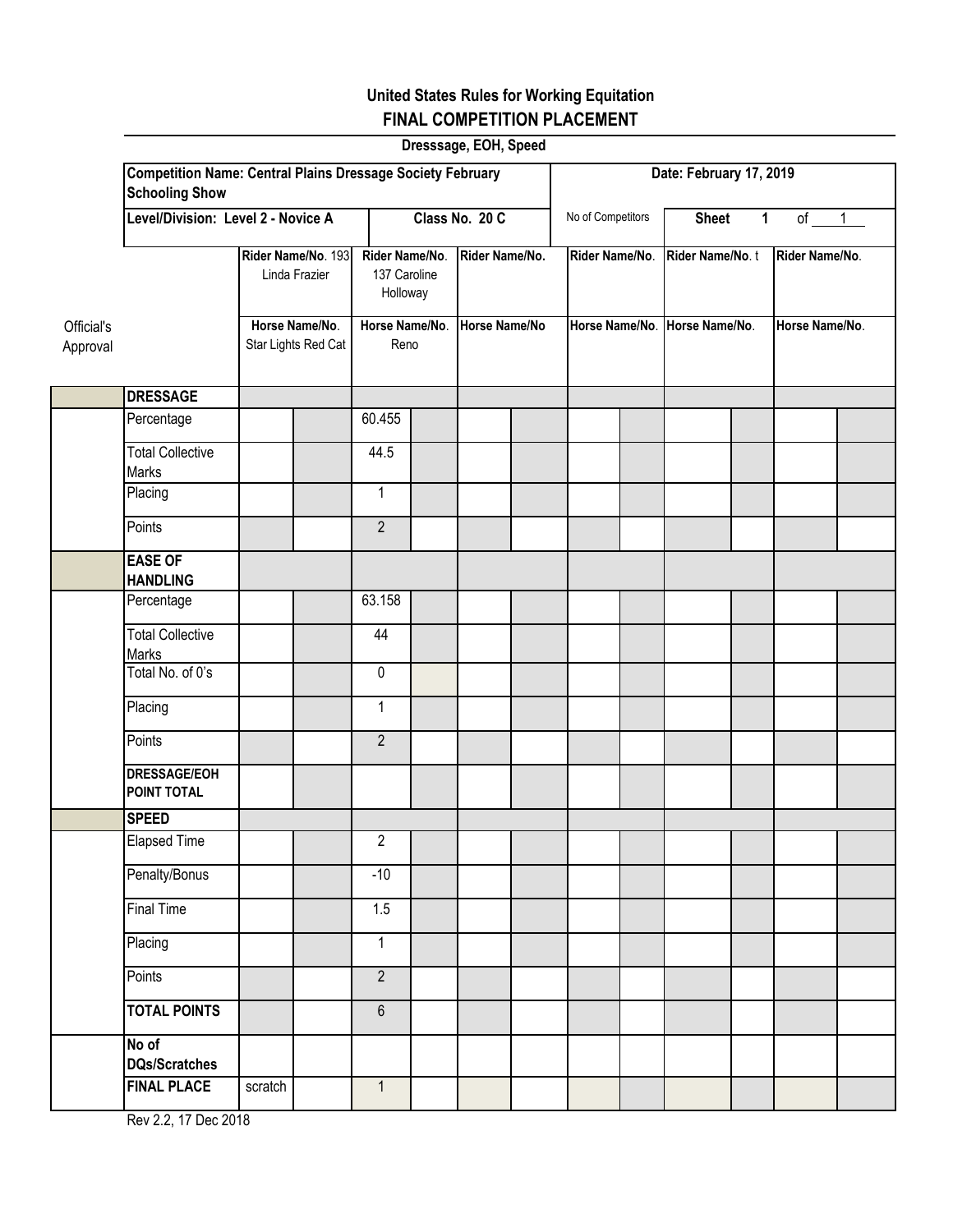**United States Rules for Working Equitation**

**FINAL COMPETITION PLACEMENT**

**Dresssage, EOH, Speed**

| **Competition Name: Central Plains Dressage Society February Schooling Show** | **Date: February 17, 2019** |
|---|---|
| **Level/Division: Level 2 - Novice A** / **Class No. 20 C** | No of Competitors / **Sheet 1 of 1** |

| Official's Approval | | Rider Name/No. 193 Linda Frazier / Horse Name/No. Star Lights Red Cat | | Rider Name/No. 137 Caroline Holloway / Horse Name/No. Reno | | Rider Name/No. / Horse Name/No | | Rider Name/No. / Horse Name/No. | | Rider Name/No. t / Horse Name/No. | | Rider Name/No. / Horse Name/No. | |
|---|---|---|---|---|---|---|---|---|---|---|---|---|---|
| | **DRESSAGE** | | | | | | | | | | | | |
| | Percentage | | | 60.455 | | | | | | | | | |
| | Total Collective Marks | | | 44.5 | | | | | | | | | |
| | Placing | | | 1 | | | | | | | | | |
| | Points | | | 2 | | | | | | | | | |
| | **EASE OF HANDLING** | | | | | | | | | | | | |
| | Percentage | | | 63.158 | | | | | | | | | |
| | Total Collective Marks | | | 44 | | | | | | | | | |
| | Total No. of 0's | | | 0 | | | | | | | | | |
| | Placing | | | 1 | | | | | | | | | |
| | Points | | | 2 | | | | | | | | | |
| | **DRESSAGE/EOH POINT TOTAL** | | | | | | | | | | | | |
| | **SPEED** | | | | | | | | | | | | |
| | Elapsed Time | | | 2 | | | | | | | | | |
| | Penalty/Bonus | | | -10 | | | | | | | | | |
| | Final Time | | | 1.5 | | | | | | | | | |
| | Placing | | | 1 | | | | | | | | | |
| | Points | | | 2 | | | | | | | | | |
| | **TOTAL POINTS** | | | 6 | | | | | | | | | |
| | **No of DQs/Scratches** | | | | | | | | | | | | |
| | **FINAL PLACE** | scratch | | 1 | | | | | | | | | |

Rev 2.2, 17 Dec 2018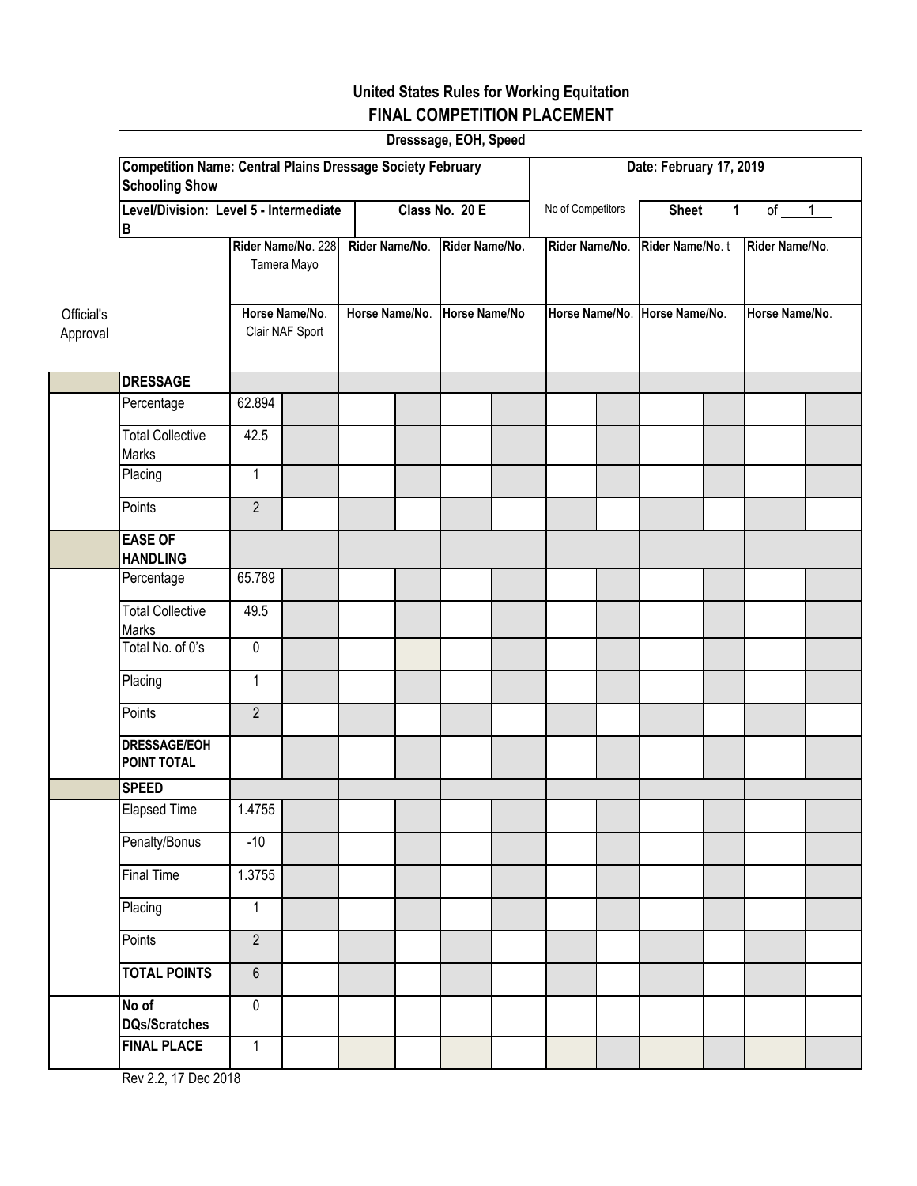**United States Rules for Working Equitation**

# FINAL COMPETITION PLACEMENT

**Dresssage, EOH, Speed**

| | | | | | | | | | | | | | |
|---|---|---|---|---|---|---|---|---|---|---|---|---|---|
| | **Competition Name: Central Plains Dressage Society February Schooling Show** | | | | | | | **Date: February 17, 2019** | | | | | |
| | **Level/Division: Level 5 - Intermediate B** | | | **Class No. 20 E** | | | | No of Competitors | | **Sheet 1 of 1** | | | |
| Official's Approval | | **Rider Name/No.** 228 Tamera Mayo | | **Rider Name/No.** | | **Rider Name/No.** | | **Rider Name/No.** | | **Rider Name/No.** t | | **Rider Name/No.** | |
| | | **Horse Name/No.** Clair NAF Sport | | **Horse Name/No.** | | **Horse Name/No** | | **Horse Name/No.** | | **Horse Name/No.** | | **Horse Name/No.** | |
| | **DRESSAGE** | | | | | | | | | | | | |
| | Percentage | 62.894 | | | | | | | | | | | |
| | Total Collective Marks | 42.5 | | | | | | | | | | | |
| | Placing | 1 | | | | | | | | | | | |
| | Points | 2 | | | | | | | | | | | |
| | **EASE OF HANDLING** | | | | | | | | | | | | |
| | Percentage | 65.789 | | | | | | | | | | | |
| | Total Collective Marks | 49.5 | | | | | | | | | | | |
| | Total No. of 0's | 0 | | | | | | | | | | | |
| | Placing | 1 | | | | | | | | | | | |
| | Points | 2 | | | | | | | | | | | |
| | **DRESSAGE/EOH POINT TOTAL** | | | | | | | | | | | | |
| | **SPEED** | | | | | | | | | | | | |
| | Elapsed Time | 1.4755 | | | | | | | | | | | |
| | Penalty/Bonus | -10 | | | | | | | | | | | |
| | Final Time | 1.3755 | | | | | | | | | | | |
| | Placing | 1 | | | | | | | | | | | |
| | Points | 2 | | | | | | | | | | | |
| | **TOTAL POINTS** | 6 | | | | | | | | | | | |
| | **No of DQs/Scratches** | 0 | | | | | | | | | | | |
| | **FINAL PLACE** | 1 | | | | | | | | | | | |

Rev 2.2, 17 Dec 2018